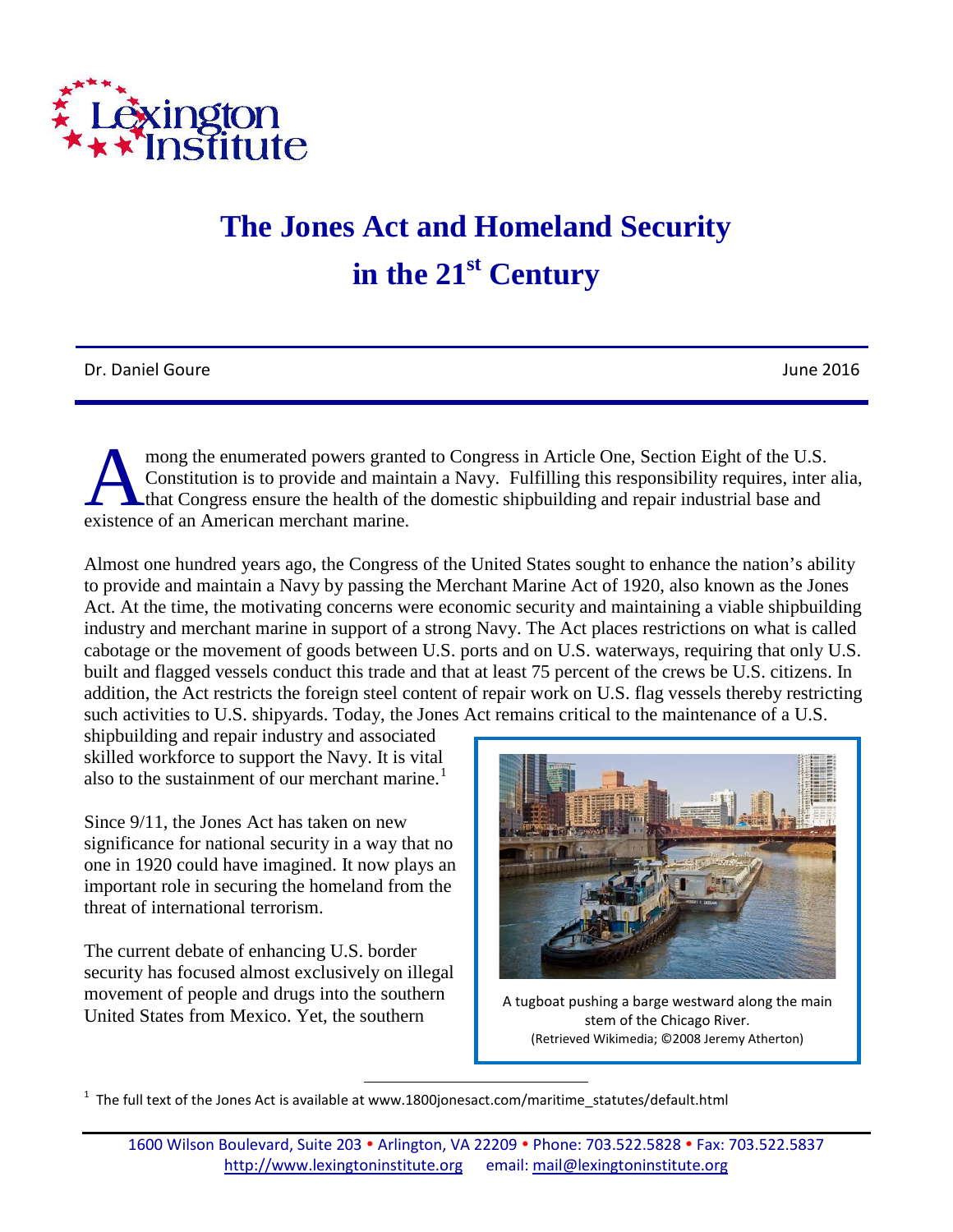# The Jones Act and Homeland Security in the 21st Century

Dr. Daniel Goure

June 2016

Among the enumerated powers granted to Congress in Article One, Section Eight of the U.S. Constitution is to provide and maintain a Navy. Fulfilling this responsibility requires, inter alia, that Congress ensure the health of the domestic shipbuilding and repair industrial base and existence of an American merchant marine.

Almost one hundred years ago, the Congress of the United States sought to enhance the nation's ability to provide and maintain a Navy by passing the Merchant Marine Act of 1920, also known as the Jones Act. At the time, the motivating concerns were economic security and maintaining a viable shipbuilding industry and merchant marine in support of a strong Navy. The Act places restrictions on what is called cabotage or the movement of goods between U.S. ports and on U.S. waterways, requiring that only U.S. built and flagged vessels conduct this trade and that at least 75 percent of the crews be U.S. citizens. In addition, the Act restricts the foreign steel content of repair work on U.S. flag vessels thereby restricting such activities to U.S. shipyards. Today, the Jones Act remains critical to the maintenance of a U.S. shipbuilding and repair industry and associated skilled workforce to support the Navy. It is vital also to the sustainment of our merchant marine.[1]

Since 9/11, the Jones Act has taken on new significance for national security in a way that no one in 1920 could have imagined. It now plays an important role in securing the homeland from the threat of international terrorism.

The current debate of enhancing U.S. border security has focused almost exclusively on illegal movement of people and drugs into the southern United States from Mexico. Yet, the southern

A tugboat pushing a barge westward along the main stem of the Chicago River. (Retrieved Wikimedia; ©2008 Jeremy Atherton)

[1] The full text of the Jones Act is available at www.1800jonesact.com/maritime_statutes/default.html

1600 Wilson Boulevard, Suite 203 • Arlington, VA 22209 • Phone: 703.522.5828 • Fax: 703.522.5837
http://www.lexingtoninstitute.org email: mail@lexingtoninstitute.org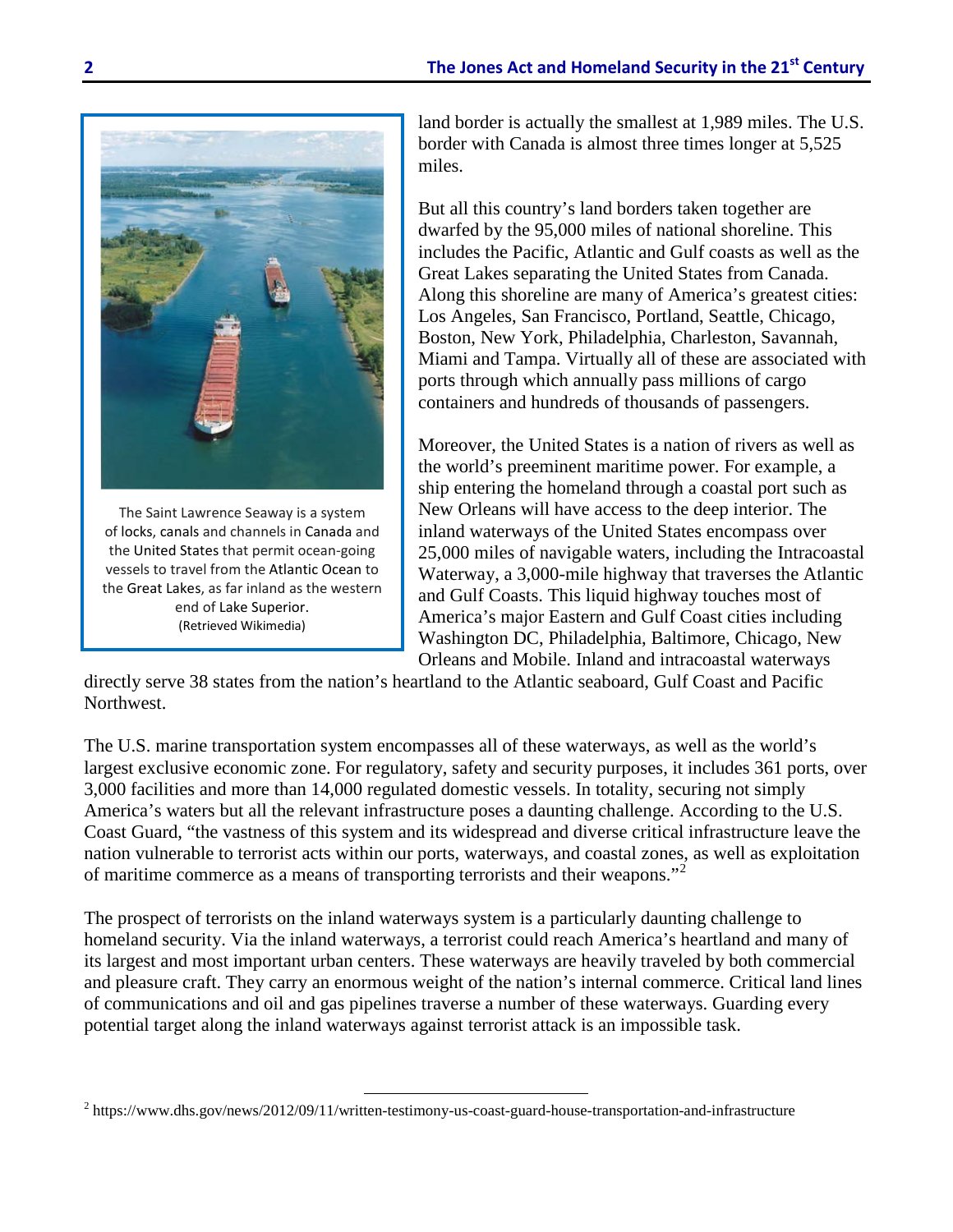The Saint Lawrence Seaway is a system of locks, canals and channels in Canada and the United States that permit ocean-going vessels to travel from the Atlantic Ocean to the Great Lakes, as far inland as the western end of Lake Superior. (Retrieved Wikimedia)

land border is actually the smallest at 1,989 miles. The U.S. border with Canada is almost three times longer at 5,525 miles.

But all this country's land borders taken together are dwarfed by the 95,000 miles of national shoreline. This includes the Pacific, Atlantic and Gulf coasts as well as the Great Lakes separating the United States from Canada. Along this shoreline are many of America's greatest cities: Los Angeles, San Francisco, Portland, Seattle, Chicago, Boston, New York, Philadelphia, Charleston, Savannah, Miami and Tampa. Virtually all of these are associated with ports through which annually pass millions of cargo containers and hundreds of thousands of passengers.

Moreover, the United States is a nation of rivers as well as the world's preeminent maritime power. For example, a ship entering the homeland through a coastal port such as New Orleans will have access to the deep interior. The inland waterways of the United States encompass over 25,000 miles of navigable waters, including the Intracoastal Waterway, a 3,000-mile highway that traverses the Atlantic and Gulf Coasts. This liquid highway touches most of America's major Eastern and Gulf Coast cities including Washington DC, Philadelphia, Baltimore, Chicago, New Orleans and Mobile. Inland and intracoastal waterways directly serve 38 states from the nation's heartland to the Atlantic seaboard, Gulf Coast and Pacific Northwest.

The U.S. marine transportation system encompasses all of these waterways, as well as the world's largest exclusive economic zone. For regulatory, safety and security purposes, it includes 361 ports, over 3,000 facilities and more than 14,000 regulated domestic vessels. In totality, securing not simply America's waters but all the relevant infrastructure poses a daunting challenge. According to the U.S. Coast Guard, "the vastness of this system and its widespread and diverse critical infrastructure leave the nation vulnerable to terrorist acts within our ports, waterways, and coastal zones, as well as exploitation of maritime commerce as a means of transporting terrorists and their weapons."[2]

The prospect of terrorists on the inland waterways system is a particularly daunting challenge to homeland security. Via the inland waterways, a terrorist could reach America's heartland and many of its largest and most important urban centers. These waterways are heavily traveled by both commercial and pleasure craft. They carry an enormous weight of the nation's internal commerce. Critical land lines of communications and oil and gas pipelines traverse a number of these waterways. Guarding every potential target along the inland waterways against terrorist attack is an impossible task.

[2] https://www.dhs.gov/news/2012/09/11/written-testimony-us-coast-guard-house-transportation-and-infrastructure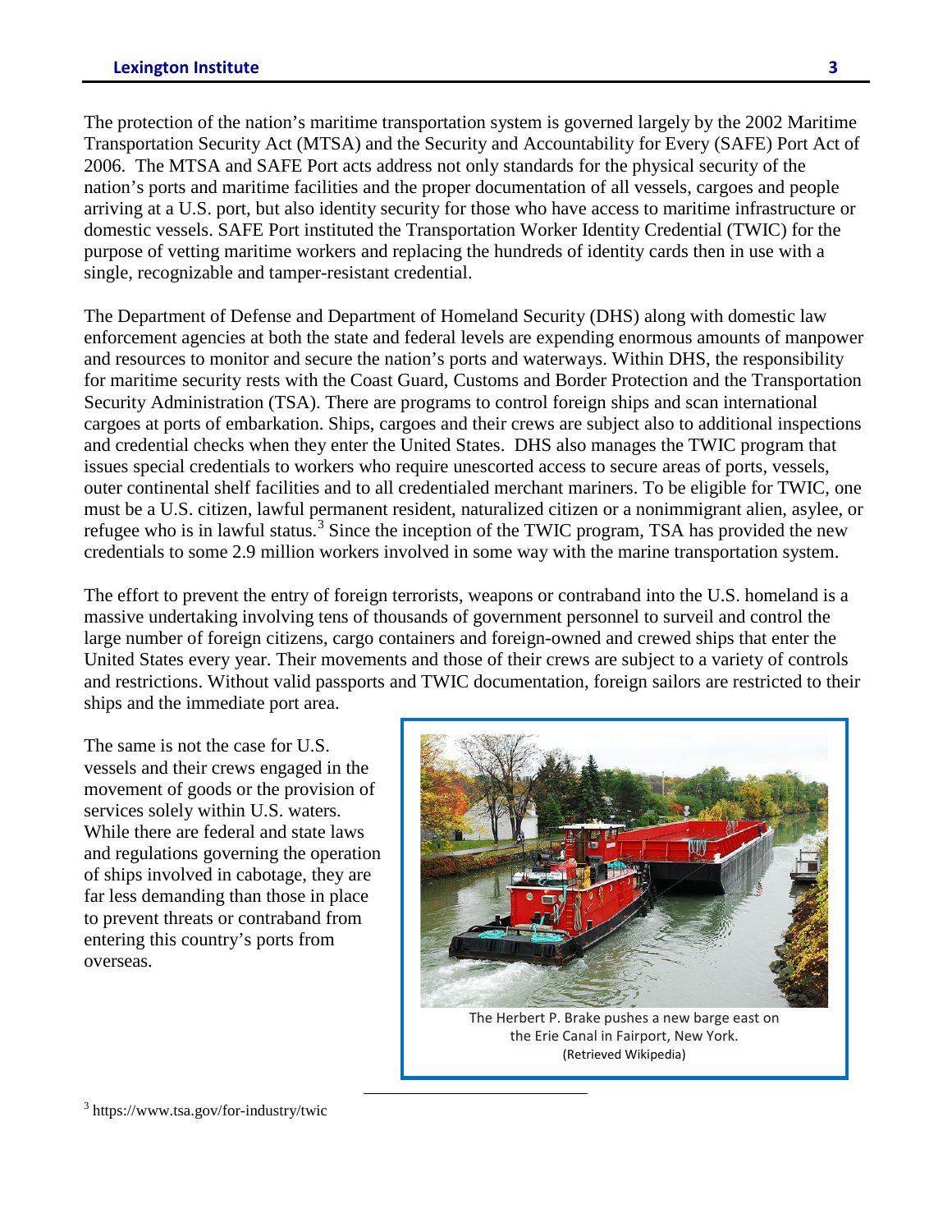The protection of the nation's maritime transportation system is governed largely by the 2002 Maritime Transportation Security Act (MTSA) and the Security and Accountability for Every (SAFE) Port Act of 2006. The MTSA and SAFE Port acts address not only standards for the physical security of the nation's ports and maritime facilities and the proper documentation of all vessels, cargoes and people arriving at a U.S. port, but also identity security for those who have access to maritime infrastructure or domestic vessels. SAFE Port instituted the Transportation Worker Identity Credential (TWIC) for the purpose of vetting maritime workers and replacing the hundreds of identity cards then in use with a single, recognizable and tamper-resistant credential.

The Department of Defense and Department of Homeland Security (DHS) along with domestic law enforcement agencies at both the state and federal levels are expending enormous amounts of manpower and resources to monitor and secure the nation's ports and waterways. Within DHS, the responsibility for maritime security rests with the Coast Guard, Customs and Border Protection and the Transportation Security Administration (TSA). There are programs to control foreign ships and scan international cargoes at ports of embarkation. Ships, cargoes and their crews are subject also to additional inspections and credential checks when they enter the United States. DHS also manages the TWIC program that issues special credentials to workers who require unescorted access to secure areas of ports, vessels, outer continental shelf facilities and to all credentialed merchant mariners. To be eligible for TWIC, one must be a U.S. citizen, lawful permanent resident, naturalized citizen or a nonimmigrant alien, asylee, or refugee who is in lawful status.[3] Since the inception of the TWIC program, TSA has provided the new credentials to some 2.9 million workers involved in some way with the marine transportation system.

The effort to prevent the entry of foreign terrorists, weapons or contraband into the U.S. homeland is a massive undertaking involving tens of thousands of government personnel to surveil and control the large number of foreign citizens, cargo containers and foreign-owned and crewed ships that enter the United States every year. Their movements and those of their crews are subject to a variety of controls and restrictions. Without valid passports and TWIC documentation, foreign sailors are restricted to their ships and the immediate port area.

The same is not the case for U.S. vessels and their crews engaged in the movement of goods or the provision of services solely within U.S. waters. While there are federal and state laws and regulations governing the operation of ships involved in cabotage, they are far less demanding than those in place to prevent threats or contraband from entering this country's ports from overseas.

The Herbert P. Brake pushes a new barge east on the Erie Canal in Fairport, New York. (Retrieved Wikipedia)

[3] https://www.tsa.gov/for-industry/twic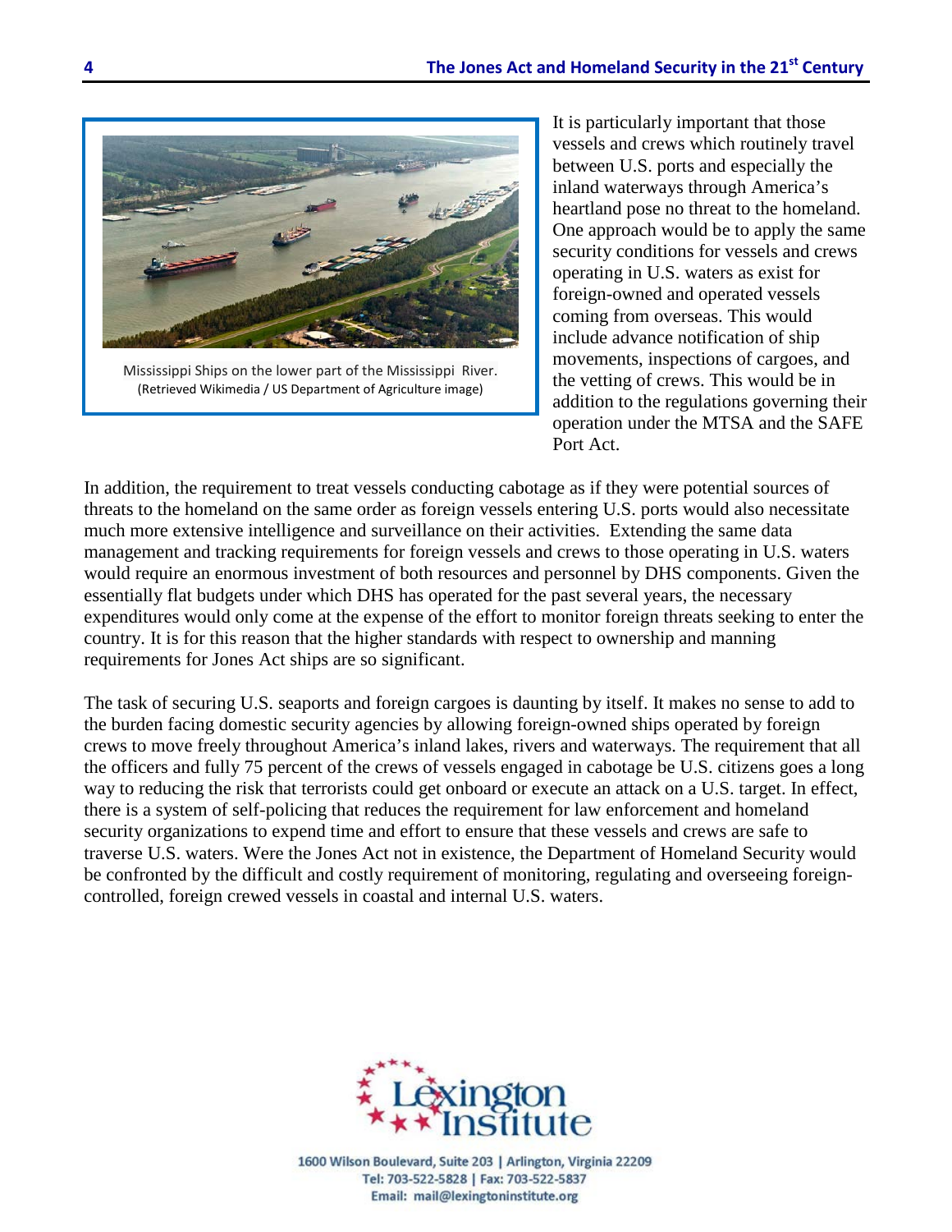Mississippi Ships on the lower part of the Mississippi River.
(Retrieved Wikimedia / US Department of Agriculture image)

It is particularly important that those vessels and crews which routinely travel between U.S. ports and especially the inland waterways through America's heartland pose no threat to the homeland. One approach would be to apply the same security conditions for vessels and crews operating in U.S. waters as exist for foreign-owned and operated vessels coming from overseas. This would include advance notification of ship movements, inspections of cargoes, and the vetting of crews. This would be in addition to the regulations governing their operation under the MTSA and the SAFE Port Act.

In addition, the requirement to treat vessels conducting cabotage as if they were potential sources of threats to the homeland on the same order as foreign vessels entering U.S. ports would also necessitate much more extensive intelligence and surveillance on their activities. Extending the same data management and tracking requirements for foreign vessels and crews to those operating in U.S. waters would require an enormous investment of both resources and personnel by DHS components. Given the essentially flat budgets under which DHS has operated for the past several years, the necessary expenditures would only come at the expense of the effort to monitor foreign threats seeking to enter the country. It is for this reason that the higher standards with respect to ownership and manning requirements for Jones Act ships are so significant.

The task of securing U.S. seaports and foreign cargoes is daunting by itself. It makes no sense to add to the burden facing domestic security agencies by allowing foreign-owned ships operated by foreign crews to move freely throughout America's inland lakes, rivers and waterways. The requirement that all the officers and fully 75 percent of the crews of vessels engaged in cabotage be U.S. citizens goes a long way to reducing the risk that terrorists could get onboard or execute an attack on a U.S. target. In effect, there is a system of self-policing that reduces the requirement for law enforcement and homeland security organizations to expend time and effort to ensure that these vessels and crews are safe to traverse U.S. waters. Were the Jones Act not in existence, the Department of Homeland Security would be confronted by the difficult and costly requirement of monitoring, regulating and overseeing foreign-controlled, foreign crewed vessels in coastal and internal U.S. waters.

Lexington Institute

1600 Wilson Boulevard, Suite 203 | Arlington, Virginia 22209
Tel: 703-522-5828 | Fax: 703-522-5837
Email: mail@lexingtoninstitute.org